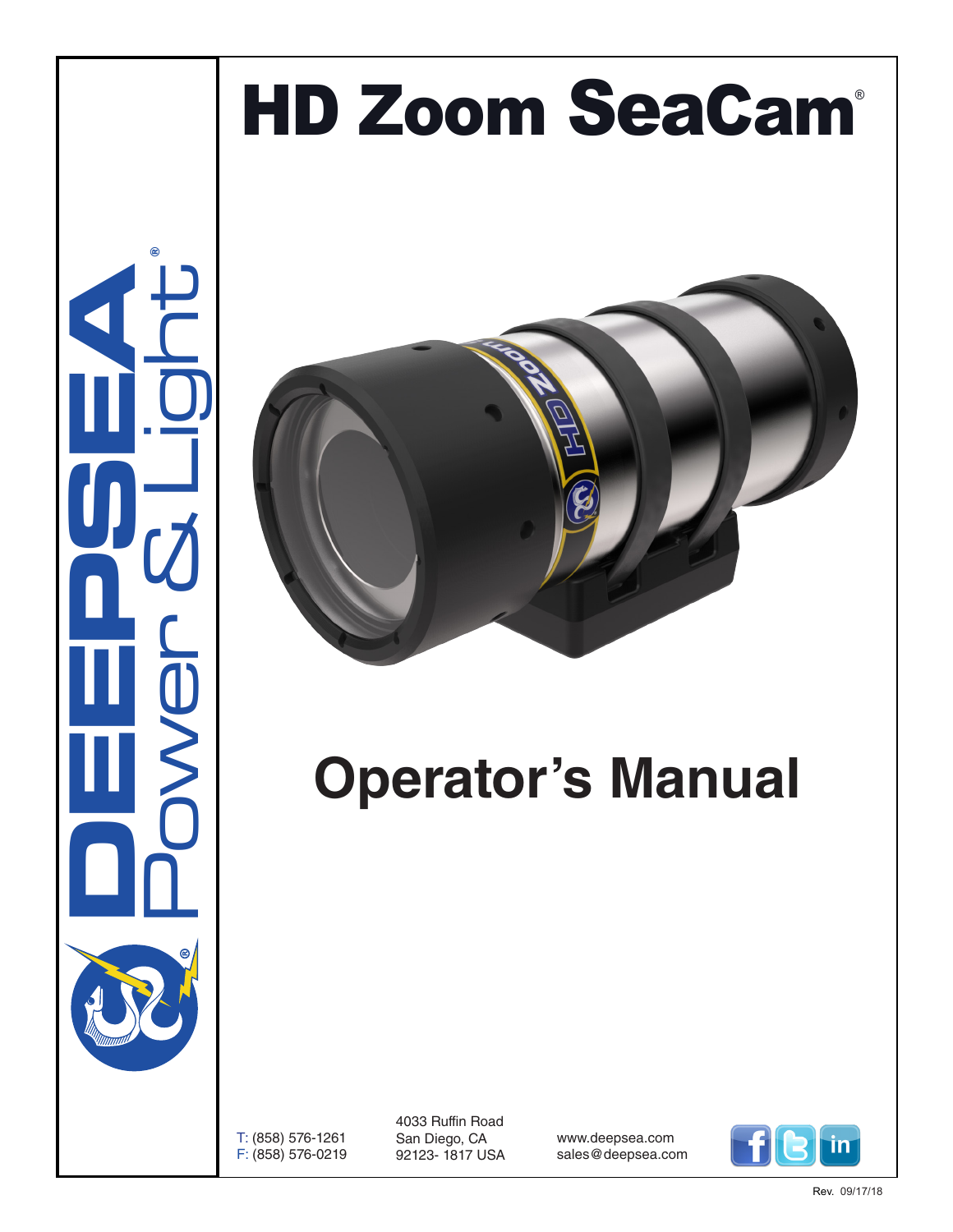# HD Zoom SeaCam®

DEEPSEA Power & Light®

# Operator's Manual

T: (858) 576-1261
F: (858) 576-0219

4033 Ruffin Road
San Diego, CA
92123- 1817 USA

www.deepsea.com
sales@deepsea.com

Rev. 09/17/18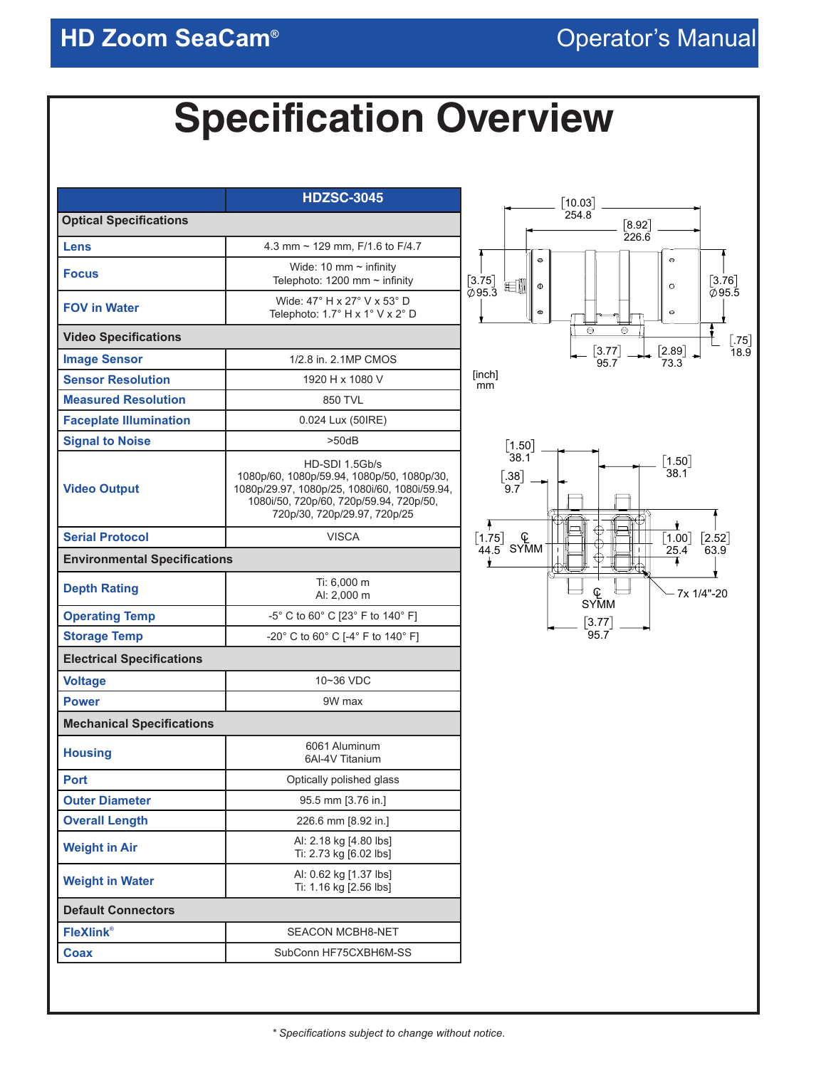# Specification Overview

| | HDZSC-3045 |
|---|---|
| **Optical Specifications** | |
| **Lens** | 4.3 mm ~ 129 mm, F/1.6 to F/4.7 |
| **Focus** | Wide: 10 mm ~ infinity<br>Telephoto: 1200 mm ~ infinity |
| **FOV in Water** | Wide: 47° H x 27° V x 53° D<br>Telephoto: 1.7° H x 1° V x 2° D |
| **Video Specifications** | |
| **Image Sensor** | 1/2.8 in. 2.1MP CMOS |
| **Sensor Resolution** | 1920 H x 1080 V |
| **Measured Resolution** | 850 TVL |
| **Faceplate Illumination** | 0.024 Lux (50IRE) |
| **Signal to Noise** | >50dB |
| **Video Output** | HD-SDI 1.5Gb/s<br>1080p/60, 1080p/59.94, 1080p/50, 1080p/30, 1080p/29.97, 1080p/25, 1080i/60, 1080i/59.94, 1080i/50, 720p/60, 720p/59.94, 720p/50, 720p/30, 720p/29.97, 720p/25 |
| **Serial Protocol** | VISCA |
| **Environmental Specifications** | |
| **Depth Rating** | Ti: 6,000 m<br>Al: 2,000 m |
| **Operating Temp** | -5° C to 60° C [23° F to 140° F] |
| **Storage Temp** | -20° C to 60° C [-4° F to 140° F] |
| **Electrical Specifications** | |
| **Voltage** | 10~36 VDC |
| **Power** | 9W max |
| **Mechanical Specifications** | |
| **Housing** | 6061 Aluminum<br>6Al-4V Titanium |
| **Port** | Optically polished glass |
| **Outer Diameter** | 95.5 mm [3.76 in.] |
| **Overall Length** | 226.6 mm [8.92 in.] |
| **Weight in Air** | Al: 2.18 kg [4.80 lbs]<br>Ti: 2.73 kg [6.02 lbs] |
| **Weight in Water** | Al: 0.62 kg [1.37 lbs]<br>Ti: 1.16 kg [2.56 lbs] |
| **Default Connectors** | |
| **FleXlink®** | SEACON MCBH8-NET |
| **Coax** | SubConn HF75CXBH6M-SS |

[inch]
mm

Dimensions: [10.03] 254.8; [8.92] 226.6; [3.75] ∅95.3; [3.76] ∅95.5; [.75] 18.9; [3.77] 95.7; [2.89] 73.3

[1.50] 38.1; [1.50] 38.1; [.38] 9.7; [1.75] 44.5; ℄ SYMM; [1.00] 25.4; [2.52] 63.9; 7x 1/4"-20; ℄ SYMM; [3.77] 95.7

*\* Specifications subject to change without notice.*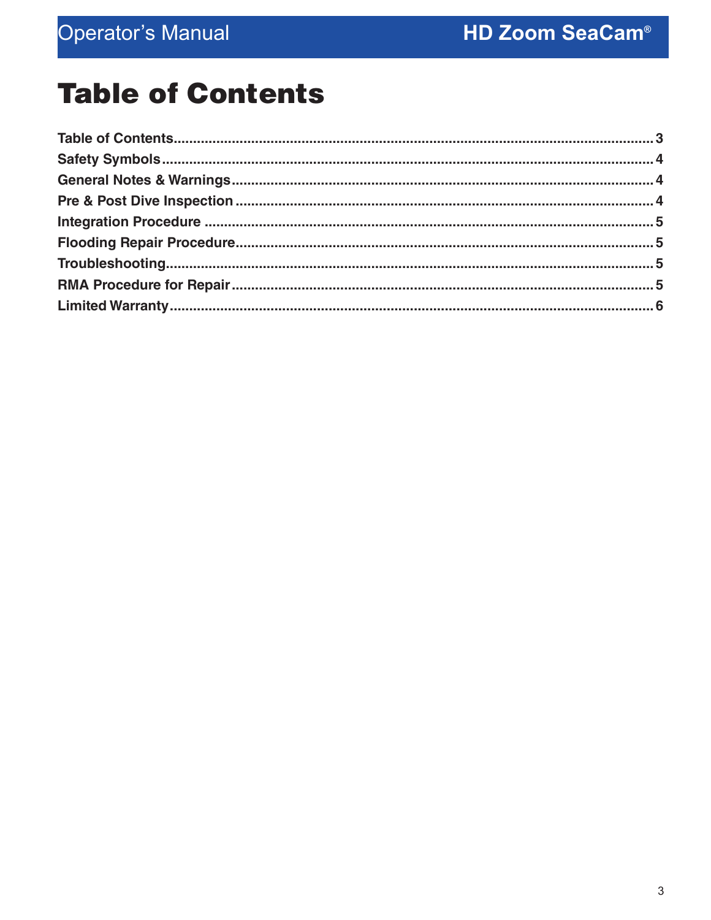# Table of Contents

| Section | Page |
|---|---|
| **Table of Contents** | **3** |
| **Safety Symbols** | **4** |
| **General Notes & Warnings** | **4** |
| **Pre & Post Dive Inspection** | **4** |
| **Integration Procedure** | **5** |
| **Flooding Repair Procedure** | **5** |
| **Troubleshooting** | **5** |
| **RMA Procedure for Repair** | **5** |
| **Limited Warranty** | **6** |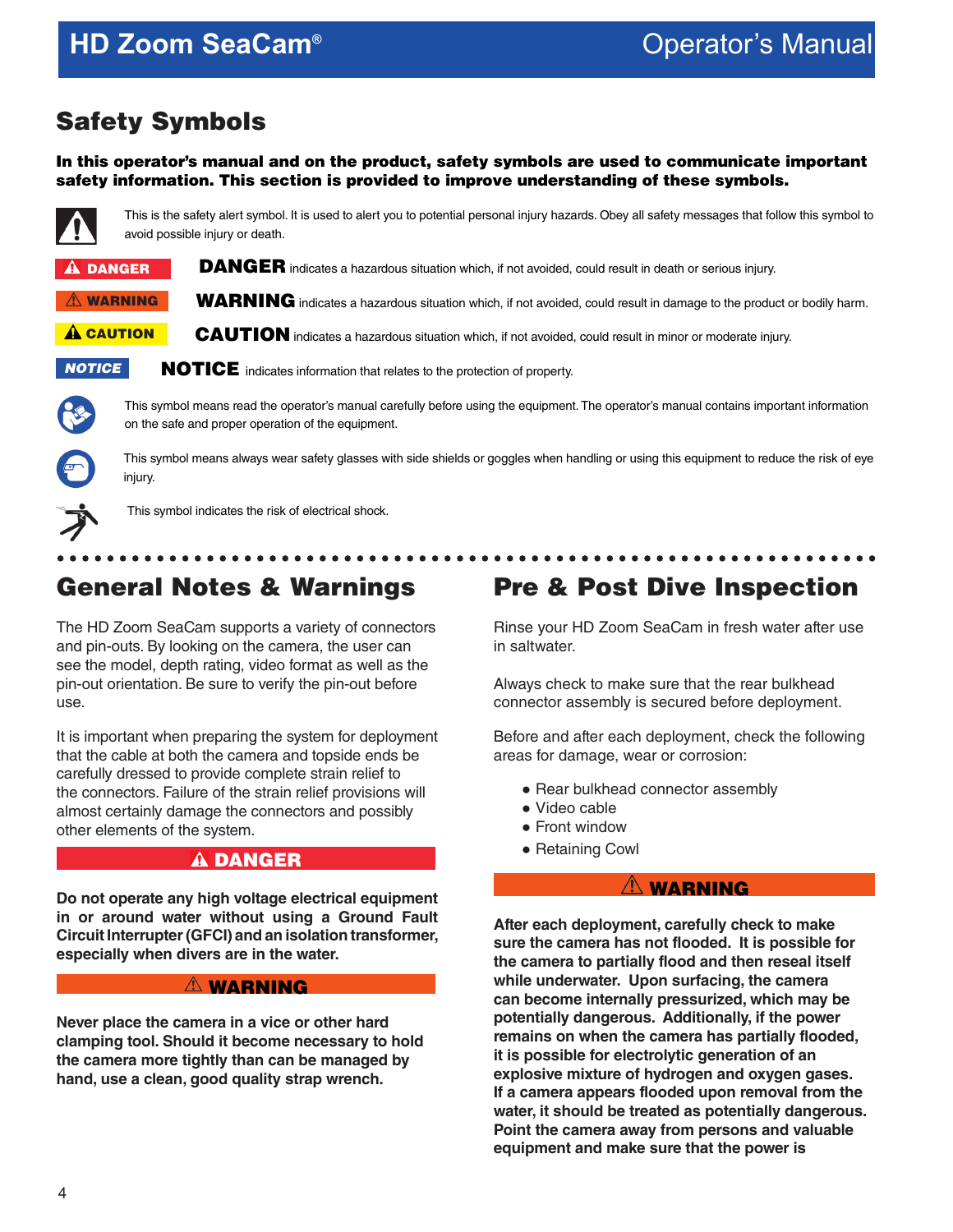# Safety Symbols

**In this operator's manual and on the product, safety symbols are used to communicate important safety information. This section is provided to improve understanding of these symbols.**

This is the safety alert symbol. It is used to alert you to potential personal injury hazards. Obey all safety messages that follow this symbol to avoid possible injury or death.

**DANGER** — **DANGER** indicates a hazardous situation which, if not avoided, could result in death or serious injury.

**WARNING** — **WARNING** indicates a hazardous situation which, if not avoided, could result in damage to the product or bodily harm.

**CAUTION** — **CAUTION** indicates a hazardous situation which, if not avoided, could result in minor or moderate injury.

**NOTICE** — **NOTICE** indicates information that relates to the protection of property.

This symbol means read the operator's manual carefully before using the equipment. The operator's manual contains important information on the safe and proper operation of the equipment.

This symbol means always wear safety glasses with side shields or goggles when handling or using this equipment to reduce the risk of eye injury.

This symbol indicates the risk of electrical shock.

## General Notes & Warnings

The HD Zoom SeaCam supports a variety of connectors and pin-outs. By looking on the camera, the user can see the model, depth rating, video format as well as the pin-out orientation. Be sure to verify the pin-out before use.

It is important when preparing the system for deployment that the cable at both the camera and topside ends be carefully dressed to provide complete strain relief to the connectors. Failure of the strain relief provisions will almost certainly damage the connectors and possibly other elements of the system.

**DANGER**

**Do not operate any high voltage electrical equipment in or around water without using a Ground Fault Circuit Interrupter (GFCI) and an isolation transformer, especially when divers are in the water.**

**WARNING**

**Never place the camera in a vice or other hard clamping tool. Should it become necessary to hold the camera more tightly than can be managed by hand, use a clean, good quality strap wrench.**

## Pre & Post Dive Inspection

Rinse your HD Zoom SeaCam in fresh water after use in saltwater.

Always check to make sure that the rear bulkhead connector assembly is secured before deployment.

Before and after each deployment, check the following areas for damage, wear or corrosion:

- Rear bulkhead connector assembly
- Video cable
- Front window
- Retaining Cowl

**WARNING**

**After each deployment, carefully check to make sure the camera has not flooded. It is possible for the camera to partially flood and then reseal itself while underwater. Upon surfacing, the camera can become internally pressurized, which may be potentially dangerous. Additionally, if the power remains on when the camera has partially flooded, it is possible for electrolytic generation of an explosive mixture of hydrogen and oxygen gases. If a camera appears flooded upon removal from the water, it should be treated as potentially dangerous. Point the camera away from persons and valuable equipment and make sure that the power is**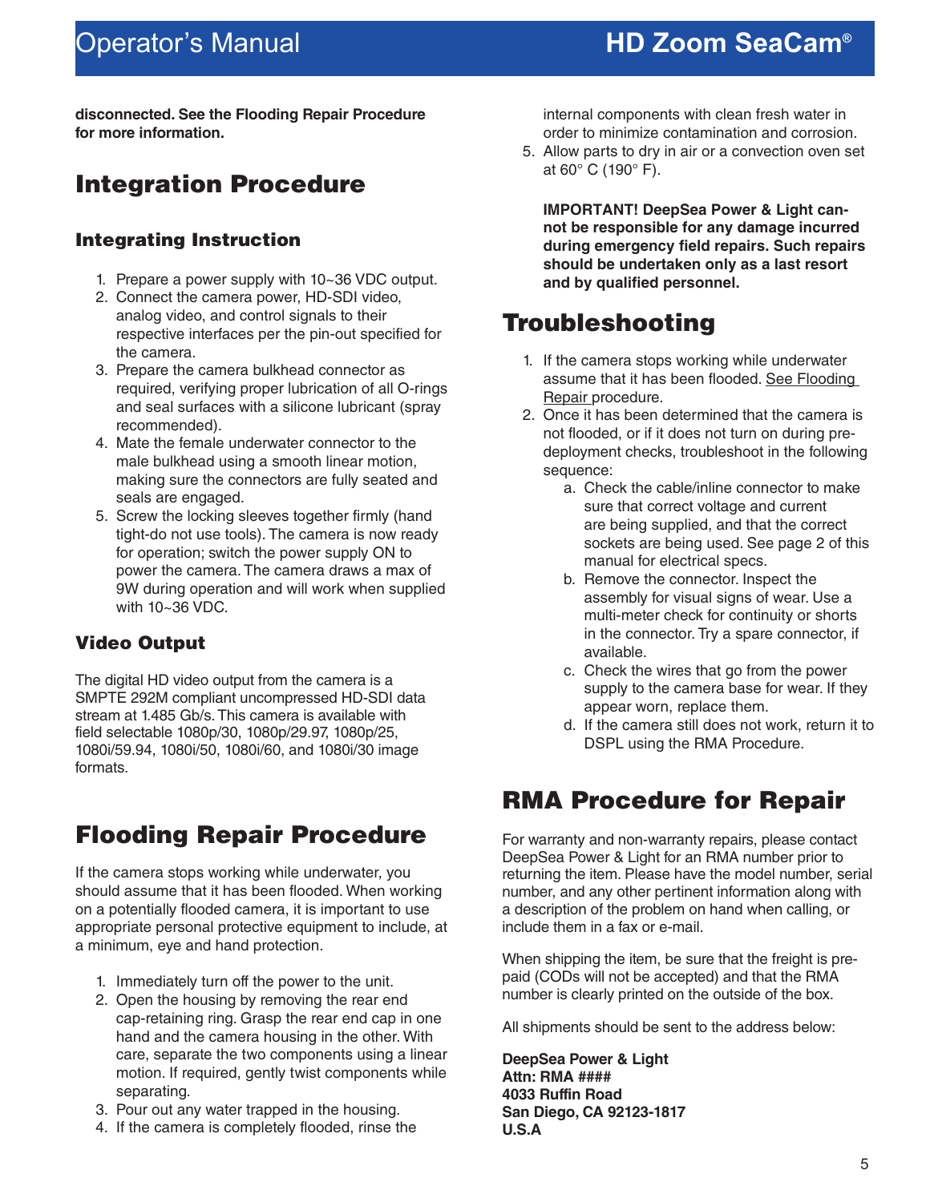**disconnected. See the Flooding Repair Procedure for more information.**

# Integration Procedure

## Integrating Instruction

1. Prepare a power supply with 10~36 VDC output.
2. Connect the camera power, HD-SDI video, analog video, and control signals to their respective interfaces per the pin-out specified for the camera.
3. Prepare the camera bulkhead connector as required, verifying proper lubrication of all O-rings and seal surfaces with a silicone lubricant (spray recommended).
4. Mate the female underwater connector to the male bulkhead using a smooth linear motion, making sure the connectors are fully seated and seals are engaged.
5. Screw the locking sleeves together firmly (hand tight-do not use tools). The camera is now ready for operation; switch the power supply ON to power the camera. The camera draws a max of 9W during operation and will work when supplied with 10~36 VDC.

## Video Output

The digital HD video output from the camera is a SMPTE 292M compliant uncompressed HD-SDI data stream at 1.485 Gb/s. This camera is available with field selectable 1080p/30, 1080p/29.97, 1080p/25, 1080i/59.94, 1080i/50, 1080i/60, and 1080i/30 image formats.

# Flooding Repair Procedure

If the camera stops working while underwater, you should assume that it has been flooded. When working on a potentially flooded camera, it is important to use appropriate personal protective equipment to include, at a minimum, eye and hand protection.

1. Immediately turn off the power to the unit.
2. Open the housing by removing the rear end cap-retaining ring. Grasp the rear end cap in one hand and the camera housing in the other. With care, separate the two components using a linear motion. If required, gently twist components while separating.
3. Pour out any water trapped in the housing.
4. If the camera is completely flooded, rinse the internal components with clean fresh water in order to minimize contamination and corrosion.
5. Allow parts to dry in air or a convection oven set at 60° C (190° F).

**IMPORTANT! DeepSea Power & Light cannot be responsible for any damage incurred during emergency field repairs. Such repairs should be undertaken only as a last resort and by qualified personnel.**

# Troubleshooting

1. If the camera stops working while underwater assume that it has been flooded. See Flooding Repair procedure.
2. Once it has been determined that the camera is not flooded, or if it does not turn on during pre-deployment checks, troubleshoot in the following sequence:
   a. Check the cable/inline connector to make sure that correct voltage and current are being supplied, and that the correct sockets are being used. See page 2 of this manual for electrical specs.
   b. Remove the connector. Inspect the assembly for visual signs of wear. Use a multi-meter check for continuity or shorts in the connector. Try a spare connector, if available.
   c. Check the wires that go from the power supply to the camera base for wear. If they appear worn, replace them.
   d. If the camera still does not work, return it to DSPL using the RMA Procedure.

# RMA Procedure for Repair

For warranty and non-warranty repairs, please contact DeepSea Power & Light for an RMA number prior to returning the item. Please have the model number, serial number, and any other pertinent information along with a description of the problem on hand when calling, or include them in a fax or e-mail.

When shipping the item, be sure that the freight is pre-paid (CODs will not be accepted) and that the RMA number is clearly printed on the outside of the box.

All shipments should be sent to the address below:

**DeepSea Power & Light**
**Attn: RMA ####**
**4033 Ruffin Road**
**San Diego, CA 92123-1817**
**U.S.A**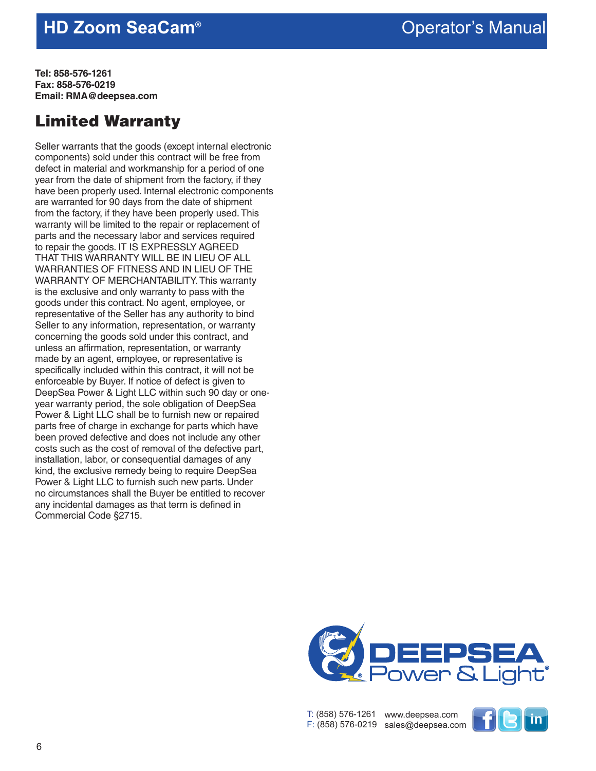**Tel: 858-576-1261**
**Fax: 858-576-0219**
**Email: RMA@deepsea.com**

## Limited Warranty

Seller warrants that the goods (except internal electronic components) sold under this contract will be free from defect in material and workmanship for a period of one year from the date of shipment from the factory, if they have been properly used. Internal electronic components are warranted for 90 days from the date of shipment from the factory, if they have been properly used. This warranty will be limited to the repair or replacement of parts and the necessary labor and services required to repair the goods. IT IS EXPRESSLY AGREED THAT THIS WARRANTY WILL BE IN LIEU OF ALL WARRANTIES OF FITNESS AND IN LIEU OF THE WARRANTY OF MERCHANTABILITY. This warranty is the exclusive and only warranty to pass with the goods under this contract. No agent, employee, or representative of the Seller has any authority to bind Seller to any information, representation, or warranty concerning the goods sold under this contract, and unless an affirmation, representation, or warranty made by an agent, employee, or representative is specifically included within this contract, it will not be enforceable by Buyer. If notice of defect is given to DeepSea Power & Light LLC within such 90 day or one-year warranty period, the sole obligation of DeepSea Power & Light LLC shall be to furnish new or repaired parts free of charge in exchange for parts which have been proved defective and does not include any other costs such as the cost of removal of the defective part, installation, labor, or consequential damages of any kind, the exclusive remedy being to require DeepSea Power & Light LLC to furnish such new parts. Under no circumstances shall the Buyer be entitled to recover any incidental damages as that term is defined in Commercial Code §2715.

DEEPSEA Power & Light®

T: (858) 576-1261 www.deepsea.com
F: (858) 576-0219 sales@deepsea.com